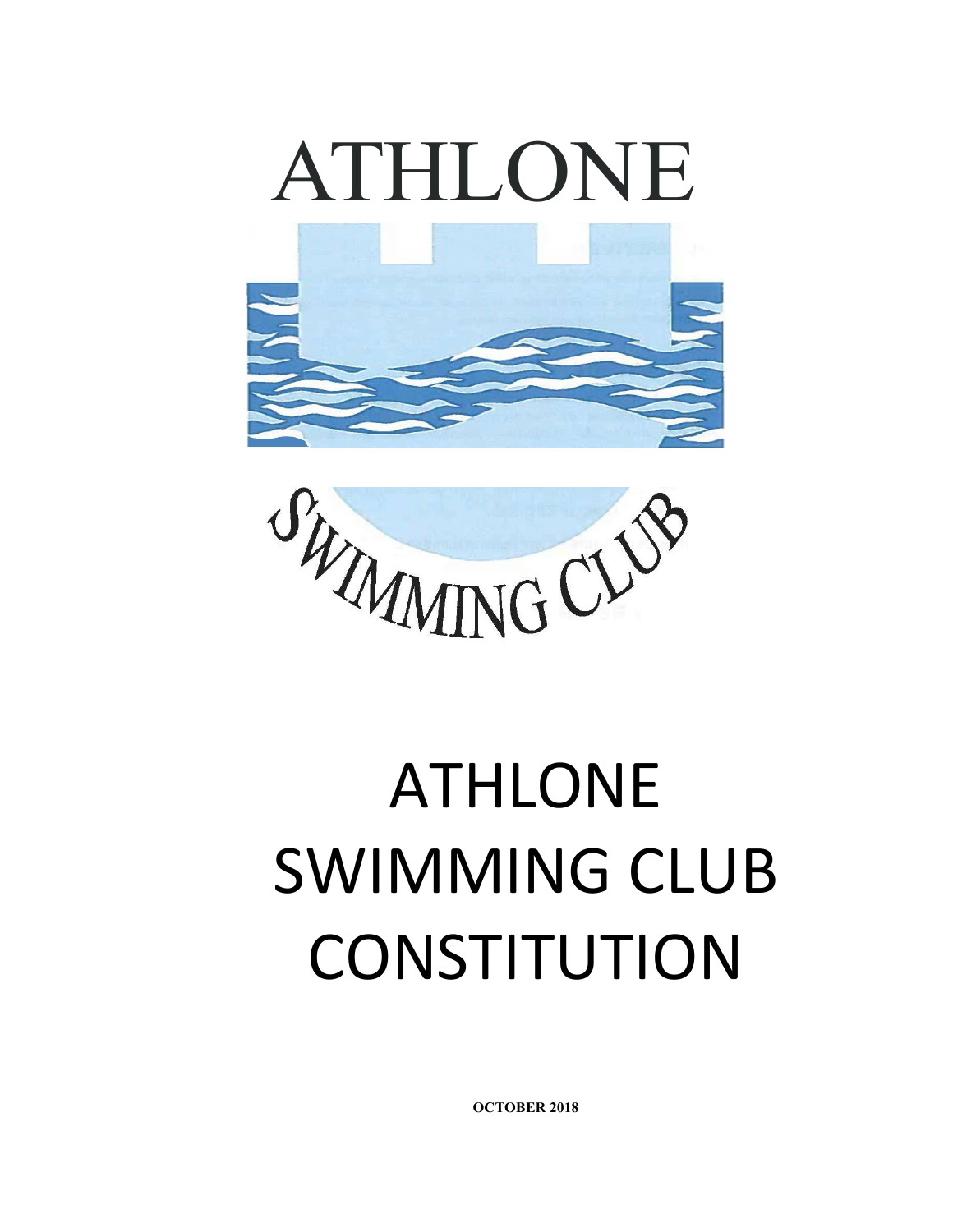ATHLONE

SWIMMING CLUB

# ATHLONE SWIMMING CLUB CONSTITUTION

**OCTOBER 2018**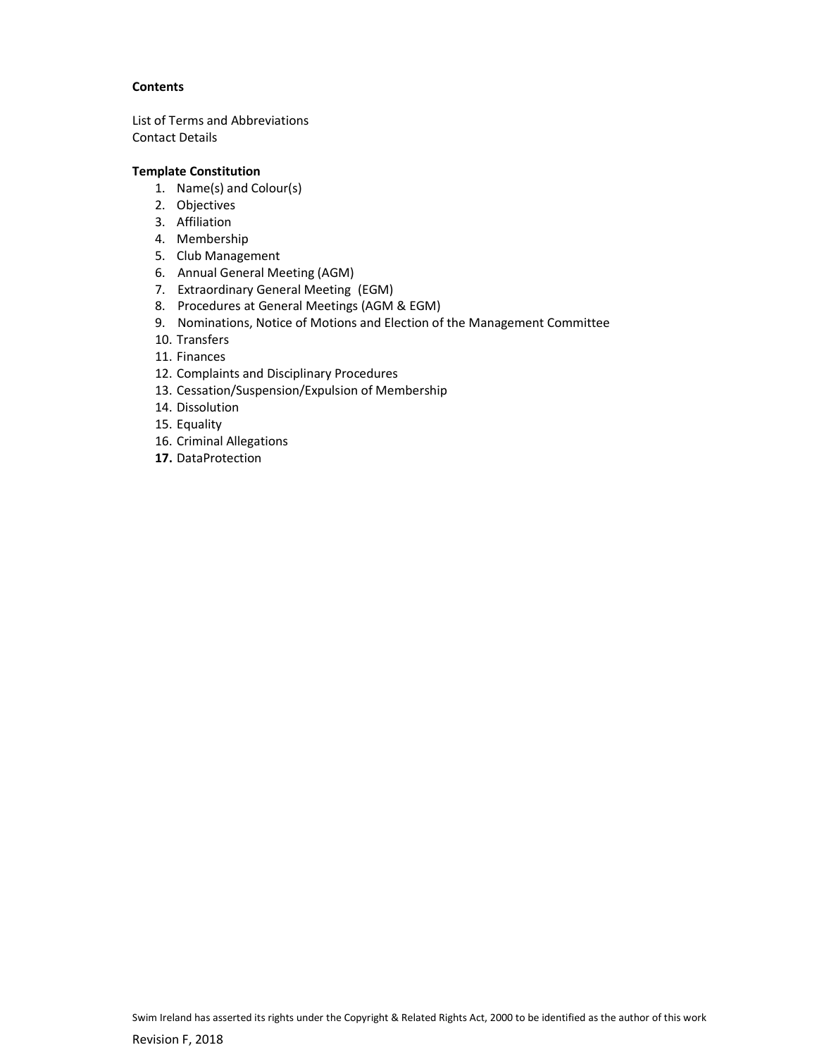**Contents**

List of Terms and Abbreviations
Contact Details

**Template Constitution**

1. Name(s) and Colour(s)
2. Objectives
3. Affiliation
4. Membership
5. Club Management
6. Annual General Meeting (AGM)
7. Extraordinary General Meeting (EGM)
8. Procedures at General Meetings (AGM & EGM)
9. Nominations, Notice of Motions and Election of the Management Committee
10. Transfers
11. Finances
12. Complaints and Disciplinary Procedures
13. Cessation/Suspension/Expulsion of Membership
14. Dissolution
15. Equality
16. Criminal Allegations
17. DataProtection

Swim Ireland has asserted its rights under the Copyright & Related Rights Act, 2000 to be identified as the author of this work

Revision F, 2018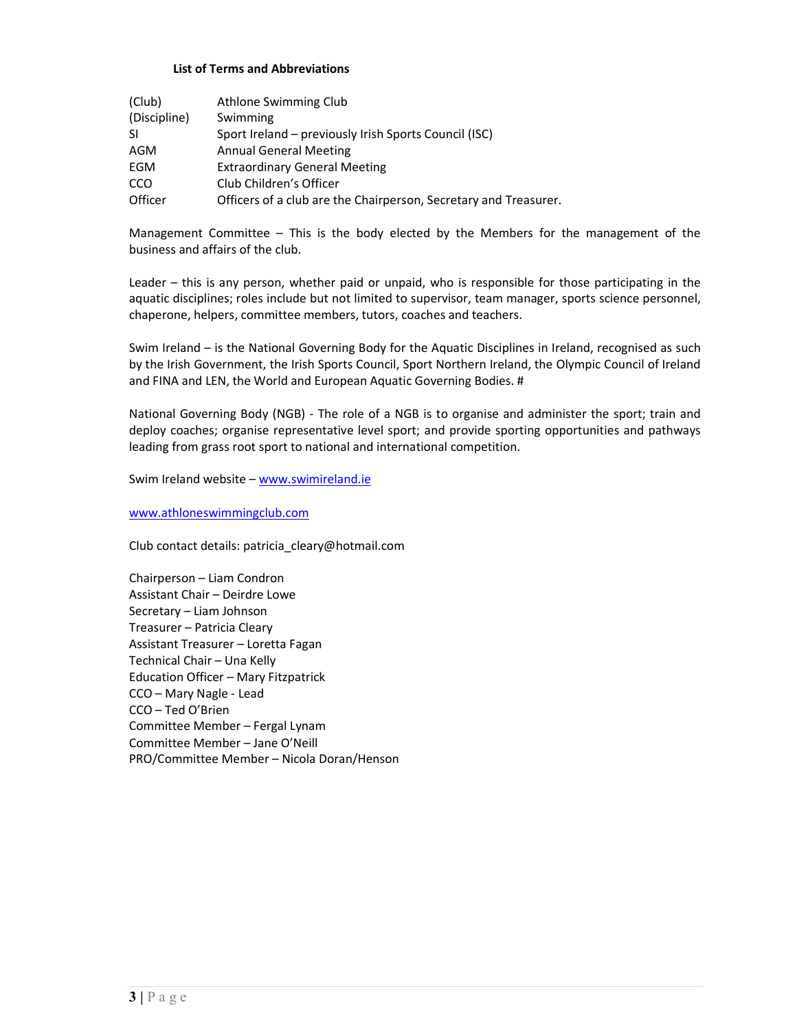### List of Terms and Abbreviations

| | |
|---|---|
| (Club) | Athlone Swimming Club |
| (Discipline) | Swimming |
| SI | Sport Ireland – previously Irish Sports Council (ISC) |
| AGM | Annual General Meeting |
| EGM | Extraordinary General Meeting |
| CCO | Club Children's Officer |
| Officer | Officers of a club are the Chairperson, Secretary and Treasurer. |

Management Committee – This is the body elected by the Members for the management of the business and affairs of the club.

Leader – this is any person, whether paid or unpaid, who is responsible for those participating in the aquatic disciplines; roles include but not limited to supervisor, team manager, sports science personnel, chaperone, helpers, committee members, tutors, coaches and teachers.

Swim Ireland – is the National Governing Body for the Aquatic Disciplines in Ireland, recognised as such by the Irish Government, the Irish Sports Council, Sport Northern Ireland, the Olympic Council of Ireland and FINA and LEN, the World and European Aquatic Governing Bodies. #

National Governing Body (NGB) - The role of a NGB is to organise and administer the sport; train and deploy coaches; organise representative level sport; and provide sporting opportunities and pathways leading from grass root sport to national and international competition.

Swim Ireland website – [www.swimireland.ie](http://www.swimireland.ie)

[www.athloneswimmingclub.com](http://www.athloneswimmingclub.com)

Club contact details: patricia_cleary@hotmail.com

Chairperson – Liam Condron
Assistant Chair – Deirdre Lowe
Secretary – Liam Johnson
Treasurer – Patricia Cleary
Assistant Treasurer – Loretta Fagan
Technical Chair – Una Kelly
Education Officer – Mary Fitzpatrick
CCO – Mary Nagle - Lead
CCO – Ted O'Brien
Committee Member – Fergal Lynam
Committee Member – Jane O'Neill
PRO/Committee Member – Nicola Doran/Henson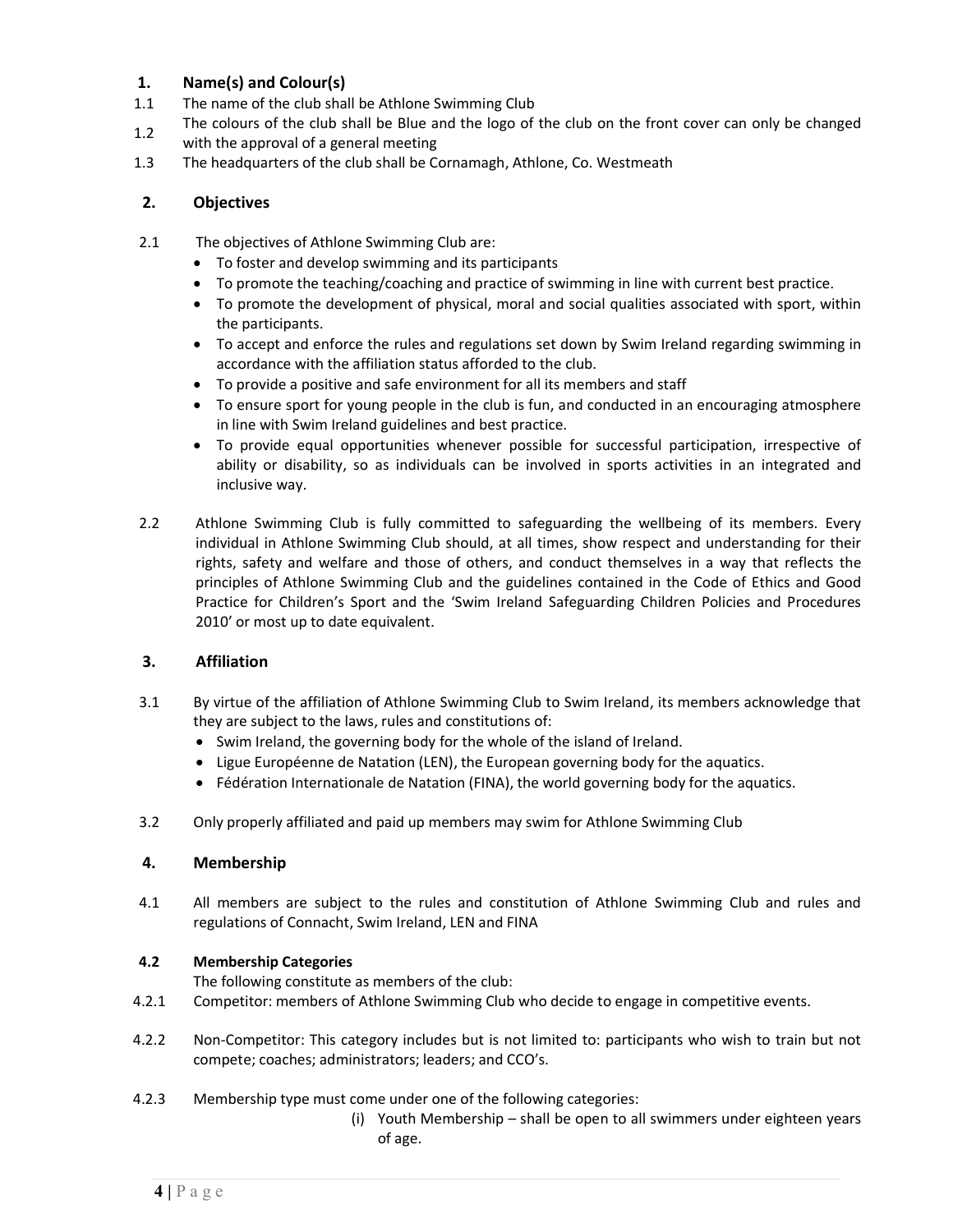## 1. Name(s) and Colour(s)

1.1 The name of the club shall be Athlone Swimming Club

1.2 The colours of the club shall be Blue and the logo of the club on the front cover can only be changed with the approval of a general meeting

1.3 The headquarters of the club shall be Cornamagh, Athlone, Co. Westmeath

## 2. Objectives

2.1 The objectives of Athlone Swimming Club are:

- To foster and develop swimming and its participants
- To promote the teaching/coaching and practice of swimming in line with current best practice.
- To promote the development of physical, moral and social qualities associated with sport, within the participants.
- To accept and enforce the rules and regulations set down by Swim Ireland regarding swimming in accordance with the affiliation status afforded to the club.
- To provide a positive and safe environment for all its members and staff
- To ensure sport for young people in the club is fun, and conducted in an encouraging atmosphere in line with Swim Ireland guidelines and best practice.
- To provide equal opportunities whenever possible for successful participation, irrespective of ability or disability, so as individuals can be involved in sports activities in an integrated and inclusive way.

2.2 Athlone Swimming Club is fully committed to safeguarding the wellbeing of its members. Every individual in Athlone Swimming Club should, at all times, show respect and understanding for their rights, safety and welfare and those of others, and conduct themselves in a way that reflects the principles of Athlone Swimming Club and the guidelines contained in the Code of Ethics and Good Practice for Children's Sport and the 'Swim Ireland Safeguarding Children Policies and Procedures 2010' or most up to date equivalent.

## 3. Affiliation

3.1 By virtue of the affiliation of Athlone Swimming Club to Swim Ireland, its members acknowledge that they are subject to the laws, rules and constitutions of:

- Swim Ireland, the governing body for the whole of the island of Ireland.
- Ligue Européenne de Natation (LEN), the European governing body for the aquatics.
- Fédération Internationale de Natation (FINA), the world governing body for the aquatics.

3.2 Only properly affiliated and paid up members may swim for Athlone Swimming Club

## 4. Membership

4.1 All members are subject to the rules and constitution of Athlone Swimming Club and rules and regulations of Connacht, Swim Ireland, LEN and FINA

### 4.2 Membership Categories

The following constitute as members of the club:

4.2.1 Competitor: members of Athlone Swimming Club who decide to engage in competitive events.

4.2.2 Non-Competitor: This category includes but is not limited to: participants who wish to train but not compete; coaches; administrators; leaders; and CCO's.

4.2.3 Membership type must come under one of the following categories:

(i) Youth Membership – shall be open to all swimmers under eighteen years of age.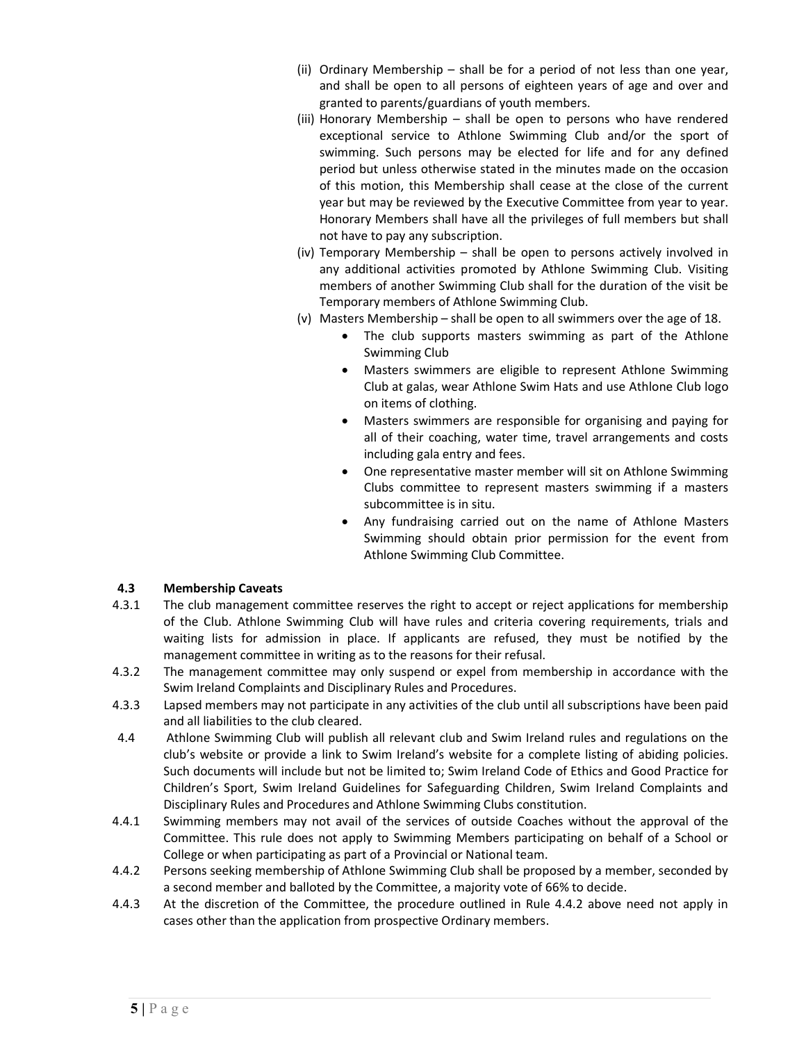(ii) Ordinary Membership – shall be for a period of not less than one year, and shall be open to all persons of eighteen years of age and over and granted to parents/guardians of youth members.

(iii) Honorary Membership – shall be open to persons who have rendered exceptional service to Athlone Swimming Club and/or the sport of swimming. Such persons may be elected for life and for any defined period but unless otherwise stated in the minutes made on the occasion of this motion, this Membership shall cease at the close of the current year but may be reviewed by the Executive Committee from year to year. Honorary Members shall have all the privileges of full members but shall not have to pay any subscription.

(iv) Temporary Membership – shall be open to persons actively involved in any additional activities promoted by Athlone Swimming Club. Visiting members of another Swimming Club shall for the duration of the visit be Temporary members of Athlone Swimming Club.

(v) Masters Membership – shall be open to all swimmers over the age of 18.

- The club supports masters swimming as part of the Athlone Swimming Club
- Masters swimmers are eligible to represent Athlone Swimming Club at galas, wear Athlone Swim Hats and use Athlone Club logo on items of clothing.
- Masters swimmers are responsible for organising and paying for all of their coaching, water time, travel arrangements and costs including gala entry and fees.
- One representative master member will sit on Athlone Swimming Clubs committee to represent masters swimming if a masters subcommittee is in situ.
- Any fundraising carried out on the name of Athlone Masters Swimming should obtain prior permission for the event from Athlone Swimming Club Committee.

**4.3 Membership Caveats**

4.3.1 The club management committee reserves the right to accept or reject applications for membership of the Club. Athlone Swimming Club will have rules and criteria covering requirements, trials and waiting lists for admission in place. If applicants are refused, they must be notified by the management committee in writing as to the reasons for their refusal.

4.3.2 The management committee may only suspend or expel from membership in accordance with the Swim Ireland Complaints and Disciplinary Rules and Procedures.

4.3.3 Lapsed members may not participate in any activities of the club until all subscriptions have been paid and all liabilities to the club cleared.

4.4 Athlone Swimming Club will publish all relevant club and Swim Ireland rules and regulations on the club's website or provide a link to Swim Ireland's website for a complete listing of abiding policies. Such documents will include but not be limited to; Swim Ireland Code of Ethics and Good Practice for Children's Sport, Swim Ireland Guidelines for Safeguarding Children, Swim Ireland Complaints and Disciplinary Rules and Procedures and Athlone Swimming Clubs constitution.

4.4.1 Swimming members may not avail of the services of outside Coaches without the approval of the Committee. This rule does not apply to Swimming Members participating on behalf of a School or College or when participating as part of a Provincial or National team.

4.4.2 Persons seeking membership of Athlone Swimming Club shall be proposed by a member, seconded by a second member and balloted by the Committee, a majority vote of 66% to decide.

4.4.3 At the discretion of the Committee, the procedure outlined in Rule 4.4.2 above need not apply in cases other than the application from prospective Ordinary members.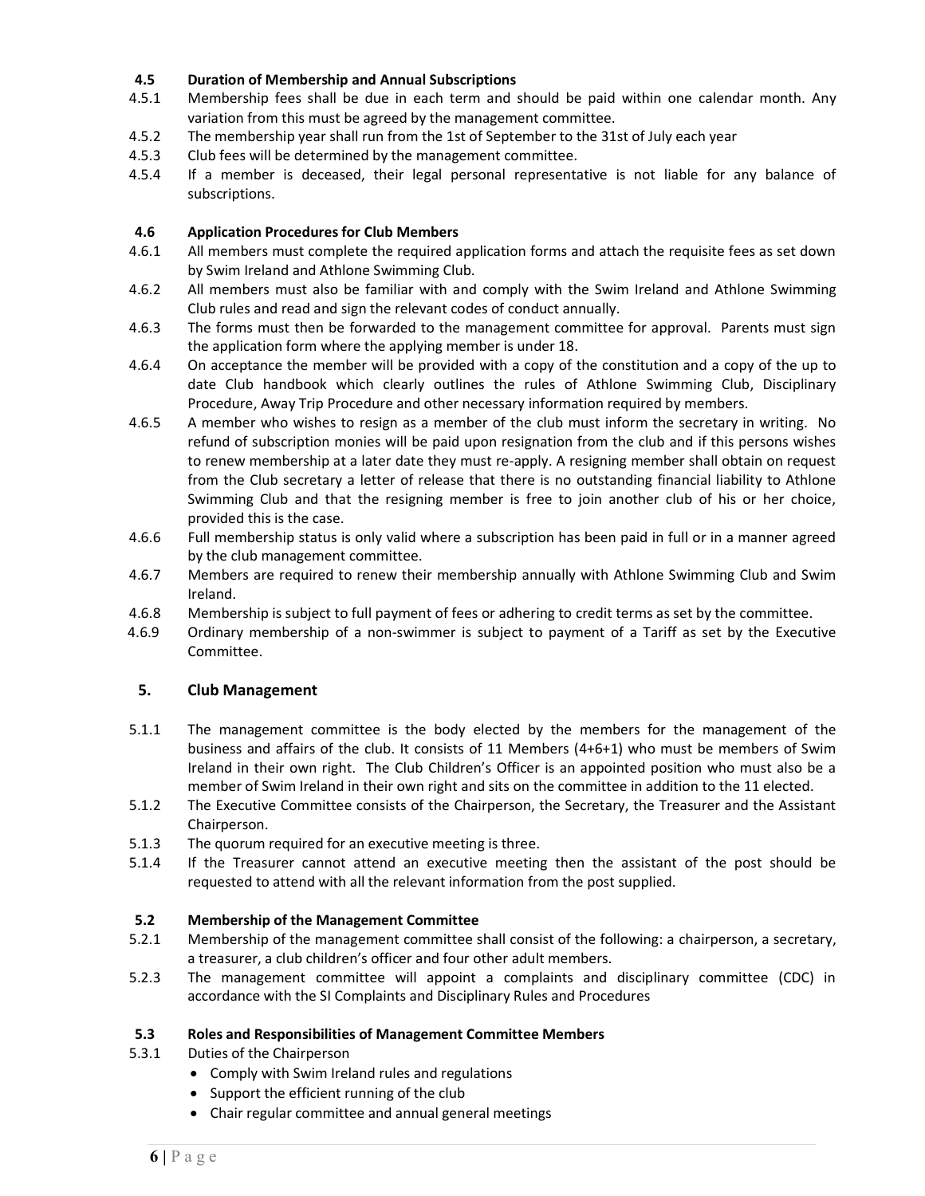### 4.5 Duration of Membership and Annual Subscriptions

4.5.1 Membership fees shall be due in each term and should be paid within one calendar month. Any variation from this must be agreed by the management committee.

4.5.2 The membership year shall run from the 1st of September to the 31st of July each year

4.5.3 Club fees will be determined by the management committee.

4.5.4 If a member is deceased, their legal personal representative is not liable for any balance of subscriptions.

### 4.6 Application Procedures for Club Members

4.6.1 All members must complete the required application forms and attach the requisite fees as set down by Swim Ireland and Athlone Swimming Club.

4.6.2 All members must also be familiar with and comply with the Swim Ireland and Athlone Swimming Club rules and read and sign the relevant codes of conduct annually.

4.6.3 The forms must then be forwarded to the management committee for approval. Parents must sign the application form where the applying member is under 18.

4.6.4 On acceptance the member will be provided with a copy of the constitution and a copy of the up to date Club handbook which clearly outlines the rules of Athlone Swimming Club, Disciplinary Procedure, Away Trip Procedure and other necessary information required by members.

4.6.5 A member who wishes to resign as a member of the club must inform the secretary in writing. No refund of subscription monies will be paid upon resignation from the club and if this persons wishes to renew membership at a later date they must re-apply. A resigning member shall obtain on request from the Club secretary a letter of release that there is no outstanding financial liability to Athlone Swimming Club and that the resigning member is free to join another club of his or her choice, provided this is the case.

4.6.6 Full membership status is only valid where a subscription has been paid in full or in a manner agreed by the club management committee.

4.6.7 Members are required to renew their membership annually with Athlone Swimming Club and Swim Ireland.

4.6.8 Membership is subject to full payment of fees or adhering to credit terms as set by the committee.

4.6.9 Ordinary membership of a non-swimmer is subject to payment of a Tariff as set by the Executive Committee.

## 5. Club Management

5.1.1 The management committee is the body elected by the members for the management of the business and affairs of the club. It consists of 11 Members (4+6+1) who must be members of Swim Ireland in their own right. The Club Children's Officer is an appointed position who must also be a member of Swim Ireland in their own right and sits on the committee in addition to the 11 elected.

5.1.2 The Executive Committee consists of the Chairperson, the Secretary, the Treasurer and the Assistant Chairperson.

5.1.3 The quorum required for an executive meeting is three.

5.1.4 If the Treasurer cannot attend an executive meeting then the assistant of the post should be requested to attend with all the relevant information from the post supplied.

### 5.2 Membership of the Management Committee

5.2.1 Membership of the management committee shall consist of the following: a chairperson, a secretary, a treasurer, a club children's officer and four other adult members.

5.2.3 The management committee will appoint a complaints and disciplinary committee (CDC) in accordance with the SI Complaints and Disciplinary Rules and Procedures

### 5.3 Roles and Responsibilities of Management Committee Members

5.3.1 Duties of the Chairperson

- Comply with Swim Ireland rules and regulations
- Support the efficient running of the club
- Chair regular committee and annual general meetings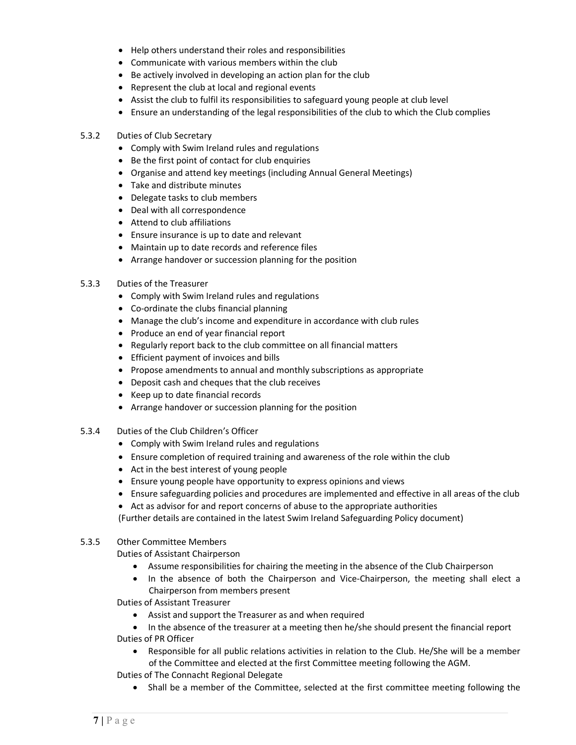- Help others understand their roles and responsibilities
- Communicate with various members within the club
- Be actively involved in developing an action plan for the club
- Represent the club at local and regional events
- Assist the club to fulfil its responsibilities to safeguard young people at club level
- Ensure an understanding of the legal responsibilities of the club to which the Club complies

5.3.2 Duties of Club Secretary

- Comply with Swim Ireland rules and regulations
- Be the first point of contact for club enquiries
- Organise and attend key meetings (including Annual General Meetings)
- Take and distribute minutes
- Delegate tasks to club members
- Deal with all correspondence
- Attend to club affiliations
- Ensure insurance is up to date and relevant
- Maintain up to date records and reference files
- Arrange handover or succession planning for the position

5.3.3 Duties of the Treasurer

- Comply with Swim Ireland rules and regulations
- Co-ordinate the clubs financial planning
- Manage the club's income and expenditure in accordance with club rules
- Produce an end of year financial report
- Regularly report back to the club committee on all financial matters
- Efficient payment of invoices and bills
- Propose amendments to annual and monthly subscriptions as appropriate
- Deposit cash and cheques that the club receives
- Keep up to date financial records
- Arrange handover or succession planning for the position

5.3.4 Duties of the Club Children's Officer

- Comply with Swim Ireland rules and regulations
- Ensure completion of required training and awareness of the role within the club
- Act in the best interest of young people
- Ensure young people have opportunity to express opinions and views
- Ensure safeguarding policies and procedures are implemented and effective in all areas of the club
- Act as advisor for and report concerns of abuse to the appropriate authorities

(Further details are contained in the latest Swim Ireland Safeguarding Policy document)

5.3.5 Other Committee Members

Duties of Assistant Chairperson

- Assume responsibilities for chairing the meeting in the absence of the Club Chairperson
- In the absence of both the Chairperson and Vice-Chairperson, the meeting shall elect a Chairperson from members present

Duties of Assistant Treasurer

- Assist and support the Treasurer as and when required
- In the absence of the treasurer at a meeting then he/she should present the financial report

Duties of PR Officer

- Responsible for all public relations activities in relation to the Club. He/She will be a member of the Committee and elected at the first Committee meeting following the AGM.

Duties of The Connacht Regional Delegate

- Shall be a member of the Committee, selected at the first committee meeting following the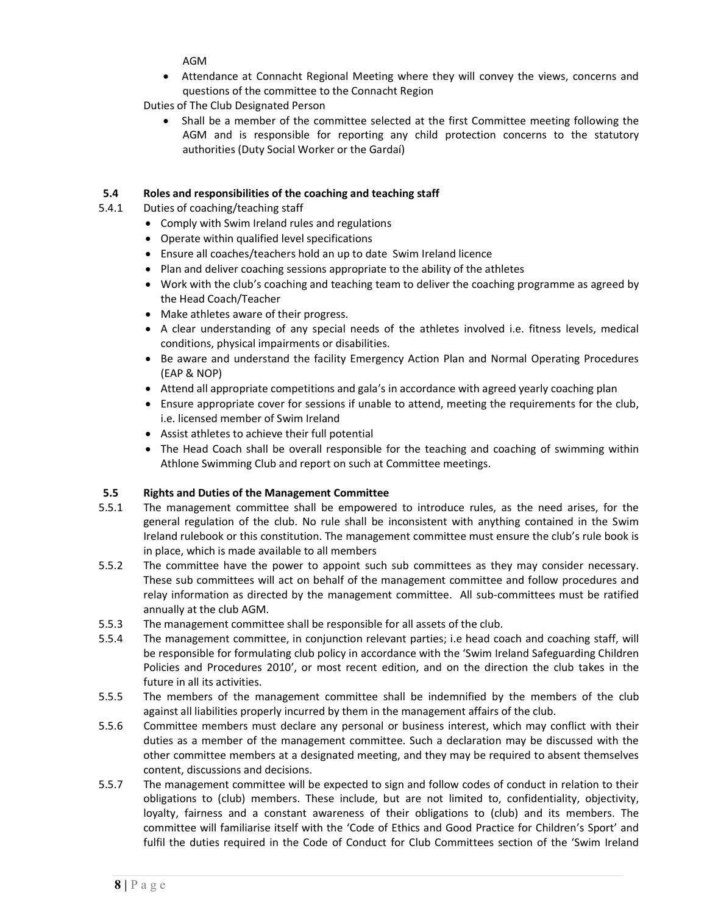AGM

- Attendance at Connacht Regional Meeting where they will convey the views, concerns and questions of the committee to the Connacht Region

Duties of The Club Designated Person

- Shall be a member of the committee selected at the first Committee meeting following the AGM and is responsible for reporting any child protection concerns to the statutory authorities (Duty Social Worker or the Gardaí)

### 5.4 Roles and responsibilities of the coaching and teaching staff

5.4.1 Duties of coaching/teaching staff

- Comply with Swim Ireland rules and regulations
- Operate within qualified level specifications
- Ensure all coaches/teachers hold an up to date Swim Ireland licence
- Plan and deliver coaching sessions appropriate to the ability of the athletes
- Work with the club's coaching and teaching team to deliver the coaching programme as agreed by the Head Coach/Teacher
- Make athletes aware of their progress.
- A clear understanding of any special needs of the athletes involved i.e. fitness levels, medical conditions, physical impairments or disabilities.
- Be aware and understand the facility Emergency Action Plan and Normal Operating Procedures (EAP & NOP)
- Attend all appropriate competitions and gala's in accordance with agreed yearly coaching plan
- Ensure appropriate cover for sessions if unable to attend, meeting the requirements for the club, i.e. licensed member of Swim Ireland
- Assist athletes to achieve their full potential
- The Head Coach shall be overall responsible for the teaching and coaching of swimming within Athlone Swimming Club and report on such at Committee meetings.

### 5.5 Rights and Duties of the Management Committee

5.5.1 The management committee shall be empowered to introduce rules, as the need arises, for the general regulation of the club. No rule shall be inconsistent with anything contained in the Swim Ireland rulebook or this constitution. The management committee must ensure the club's rule book is in place, which is made available to all members

5.5.2 The committee have the power to appoint such sub committees as they may consider necessary. These sub committees will act on behalf of the management committee and follow procedures and relay information as directed by the management committee. All sub-committees must be ratified annually at the club AGM.

5.5.3 The management committee shall be responsible for all assets of the club.

5.5.4 The management committee, in conjunction relevant parties; i.e head coach and coaching staff, will be responsible for formulating club policy in accordance with the 'Swim Ireland Safeguarding Children Policies and Procedures 2010', or most recent edition, and on the direction the club takes in the future in all its activities.

5.5.5 The members of the management committee shall be indemnified by the members of the club against all liabilities properly incurred by them in the management affairs of the club.

5.5.6 Committee members must declare any personal or business interest, which may conflict with their duties as a member of the management committee. Such a declaration may be discussed with the other committee members at a designated meeting, and they may be required to absent themselves content, discussions and decisions.

5.5.7 The management committee will be expected to sign and follow codes of conduct in relation to their obligations to (club) members. These include, but are not limited to, confidentiality, objectivity, loyalty, fairness and a constant awareness of their obligations to (club) and its members. The committee will familiarise itself with the 'Code of Ethics and Good Practice for Children's Sport' and fulfil the duties required in the Code of Conduct for Club Committees section of the 'Swim Ireland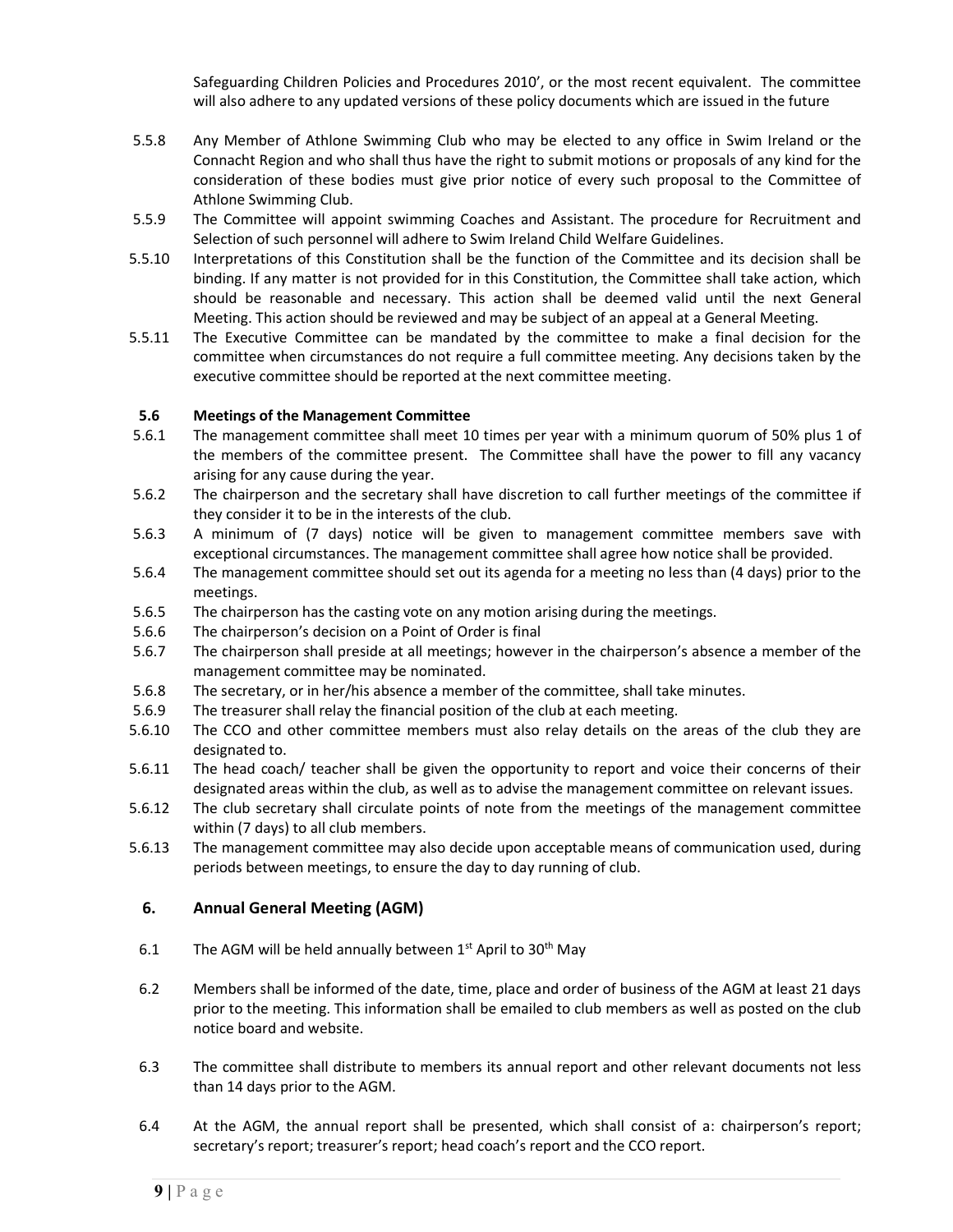Safeguarding Children Policies and Procedures 2010', or the most recent equivalent. The committee will also adhere to any updated versions of these policy documents which are issued in the future

5.5.8 Any Member of Athlone Swimming Club who may be elected to any office in Swim Ireland or the Connacht Region and who shall thus have the right to submit motions or proposals of any kind for the consideration of these bodies must give prior notice of every such proposal to the Committee of Athlone Swimming Club.

5.5.9 The Committee will appoint swimming Coaches and Assistant. The procedure for Recruitment and Selection of such personnel will adhere to Swim Ireland Child Welfare Guidelines.

5.5.10 Interpretations of this Constitution shall be the function of the Committee and its decision shall be binding. If any matter is not provided for in this Constitution, the Committee shall take action, which should be reasonable and necessary. This action shall be deemed valid until the next General Meeting. This action should be reviewed and may be subject of an appeal at a General Meeting.

5.5.11 The Executive Committee can be mandated by the committee to make a final decision for the committee when circumstances do not require a full committee meeting. Any decisions taken by the executive committee should be reported at the next committee meeting.

### 5.6 Meetings of the Management Committee

5.6.1 The management committee shall meet 10 times per year with a minimum quorum of 50% plus 1 of the members of the committee present. The Committee shall have the power to fill any vacancy arising for any cause during the year.

5.6.2 The chairperson and the secretary shall have discretion to call further meetings of the committee if they consider it to be in the interests of the club.

5.6.3 A minimum of (7 days) notice will be given to management committee members save with exceptional circumstances. The management committee shall agree how notice shall be provided.

5.6.4 The management committee should set out its agenda for a meeting no less than (4 days) prior to the meetings.

5.6.5 The chairperson has the casting vote on any motion arising during the meetings.

5.6.6 The chairperson's decision on a Point of Order is final

5.6.7 The chairperson shall preside at all meetings; however in the chairperson's absence a member of the management committee may be nominated.

5.6.8 The secretary, or in her/his absence a member of the committee, shall take minutes.

5.6.9 The treasurer shall relay the financial position of the club at each meeting.

5.6.10 The CCO and other committee members must also relay details on the areas of the club they are designated to.

5.6.11 The head coach/ teacher shall be given the opportunity to report and voice their concerns of their designated areas within the club, as well as to advise the management committee on relevant issues.

5.6.12 The club secretary shall circulate points of note from the meetings of the management committee within (7 days) to all club members.

5.6.13 The management committee may also decide upon acceptable means of communication used, during periods between meetings, to ensure the day to day running of club.

## 6. Annual General Meeting (AGM)

6.1 The AGM will be held annually between 1st April to 30th May

6.2 Members shall be informed of the date, time, place and order of business of the AGM at least 21 days prior to the meeting. This information shall be emailed to club members as well as posted on the club notice board and website.

6.3 The committee shall distribute to members its annual report and other relevant documents not less than 14 days prior to the AGM.

6.4 At the AGM, the annual report shall be presented, which shall consist of a: chairperson's report; secretary's report; treasurer's report; head coach's report and the CCO report.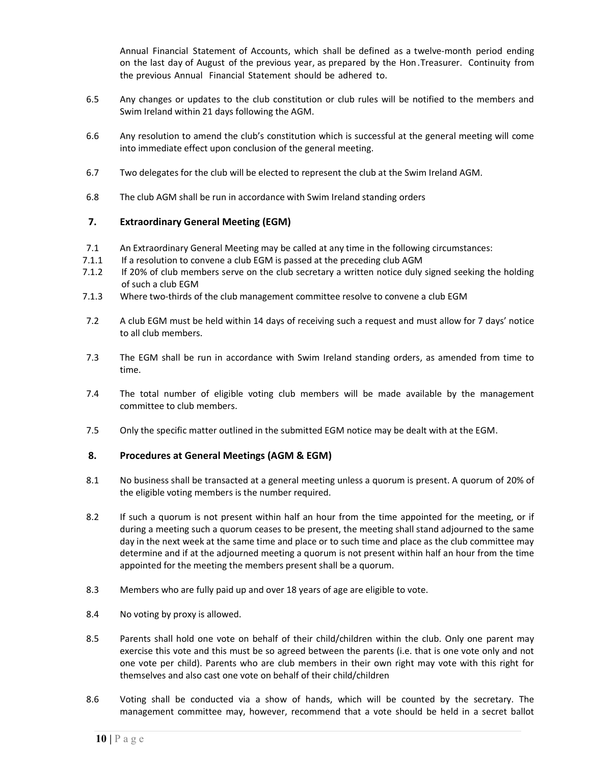Annual Financial Statement of Accounts, which shall be defined as a twelve-month period ending on the last day of August of the previous year, as prepared by the Hon.Treasurer. Continuity from the previous Annual Financial Statement should be adhered to.

6.5 Any changes or updates to the club constitution or club rules will be notified to the members and Swim Ireland within 21 days following the AGM.

6.6 Any resolution to amend the club's constitution which is successful at the general meeting will come into immediate effect upon conclusion of the general meeting.

6.7 Two delegates for the club will be elected to represent the club at the Swim Ireland AGM.

6.8 The club AGM shall be run in accordance with Swim Ireland standing orders

## 7. Extraordinary General Meeting (EGM)

7.1 An Extraordinary General Meeting may be called at any time in the following circumstances:

7.1.1 If a resolution to convene a club EGM is passed at the preceding club AGM

7.1.2 If 20% of club members serve on the club secretary a written notice duly signed seeking the holding of such a club EGM

7.1.3 Where two-thirds of the club management committee resolve to convene a club EGM

7.2 A club EGM must be held within 14 days of receiving such a request and must allow for 7 days' notice to all club members.

7.3 The EGM shall be run in accordance with Swim Ireland standing orders, as amended from time to time.

7.4 The total number of eligible voting club members will be made available by the management committee to club members.

7.5 Only the specific matter outlined in the submitted EGM notice may be dealt with at the EGM.

## 8. Procedures at General Meetings (AGM & EGM)

8.1 No business shall be transacted at a general meeting unless a quorum is present. A quorum of 20% of the eligible voting members is the number required.

8.2 If such a quorum is not present within half an hour from the time appointed for the meeting, or if during a meeting such a quorum ceases to be present, the meeting shall stand adjourned to the same day in the next week at the same time and place or to such time and place as the club committee may determine and if at the adjourned meeting a quorum is not present within half an hour from the time appointed for the meeting the members present shall be a quorum.

8.3 Members who are fully paid up and over 18 years of age are eligible to vote.

8.4 No voting by proxy is allowed.

8.5 Parents shall hold one vote on behalf of their child/children within the club. Only one parent may exercise this vote and this must be so agreed between the parents (i.e. that is one vote only and not one vote per child). Parents who are club members in their own right may vote with this right for themselves and also cast one vote on behalf of their child/children

8.6 Voting shall be conducted via a show of hands, which will be counted by the secretary. The management committee may, however, recommend that a vote should be held in a secret ballot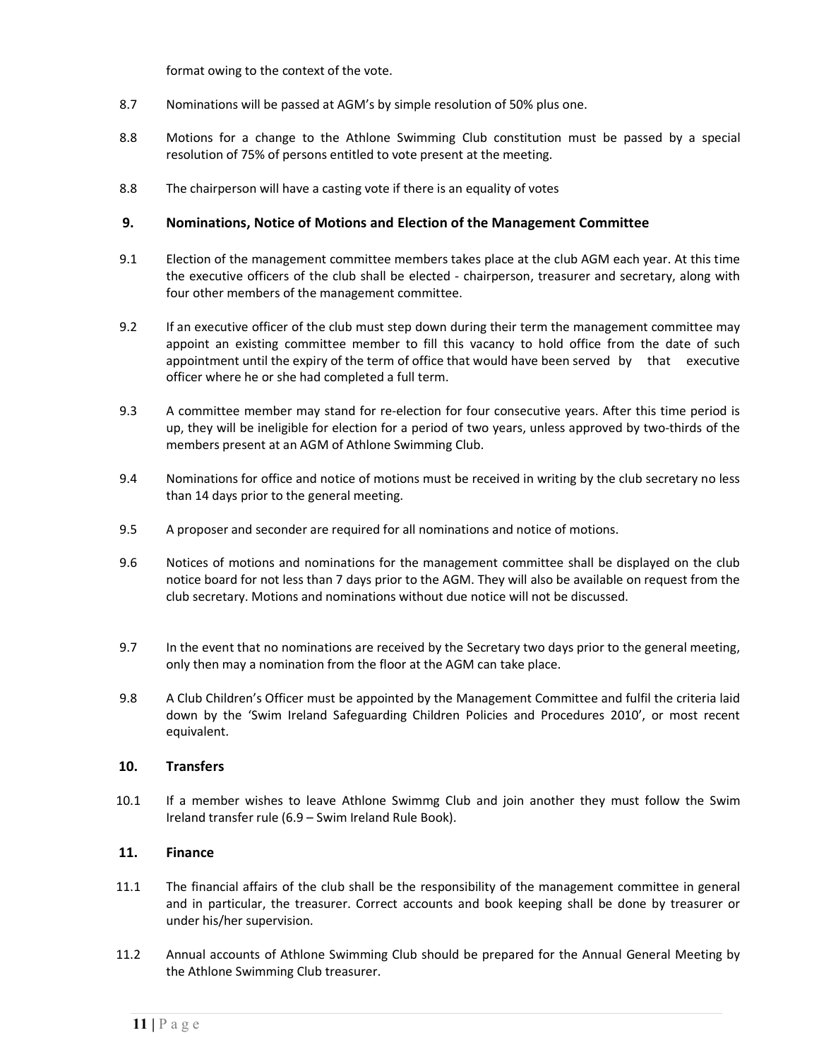format owing to the context of the vote.

8.7 Nominations will be passed at AGM's by simple resolution of 50% plus one.

8.8 Motions for a change to the Athlone Swimming Club constitution must be passed by a special resolution of 75% of persons entitled to vote present at the meeting.

8.8 The chairperson will have a casting vote if there is an equality of votes

## 9. Nominations, Notice of Motions and Election of the Management Committee

9.1 Election of the management committee members takes place at the club AGM each year. At this time the executive officers of the club shall be elected - chairperson, treasurer and secretary, along with four other members of the management committee.

9.2 If an executive officer of the club must step down during their term the management committee may appoint an existing committee member to fill this vacancy to hold office from the date of such appointment until the expiry of the term of office that would have been served by that executive officer where he or she had completed a full term.

9.3 A committee member may stand for re-election for four consecutive years. After this time period is up, they will be ineligible for election for a period of two years, unless approved by two-thirds of the members present at an AGM of Athlone Swimming Club.

9.4 Nominations for office and notice of motions must be received in writing by the club secretary no less than 14 days prior to the general meeting.

9.5 A proposer and seconder are required for all nominations and notice of motions.

9.6 Notices of motions and nominations for the management committee shall be displayed on the club notice board for not less than 7 days prior to the AGM. They will also be available on request from the club secretary. Motions and nominations without due notice will not be discussed.

9.7 In the event that no nominations are received by the Secretary two days prior to the general meeting, only then may a nomination from the floor at the AGM can take place.

9.8 A Club Children's Officer must be appointed by the Management Committee and fulfil the criteria laid down by the 'Swim Ireland Safeguarding Children Policies and Procedures 2010', or most recent equivalent.

## 10. Transfers

10.1 If a member wishes to leave Athlone Swimmg Club and join another they must follow the Swim Ireland transfer rule (6.9 – Swim Ireland Rule Book).

## 11. Finance

11.1 The financial affairs of the club shall be the responsibility of the management committee in general and in particular, the treasurer. Correct accounts and book keeping shall be done by treasurer or under his/her supervision.

11.2 Annual accounts of Athlone Swimming Club should be prepared for the Annual General Meeting by the Athlone Swimming Club treasurer.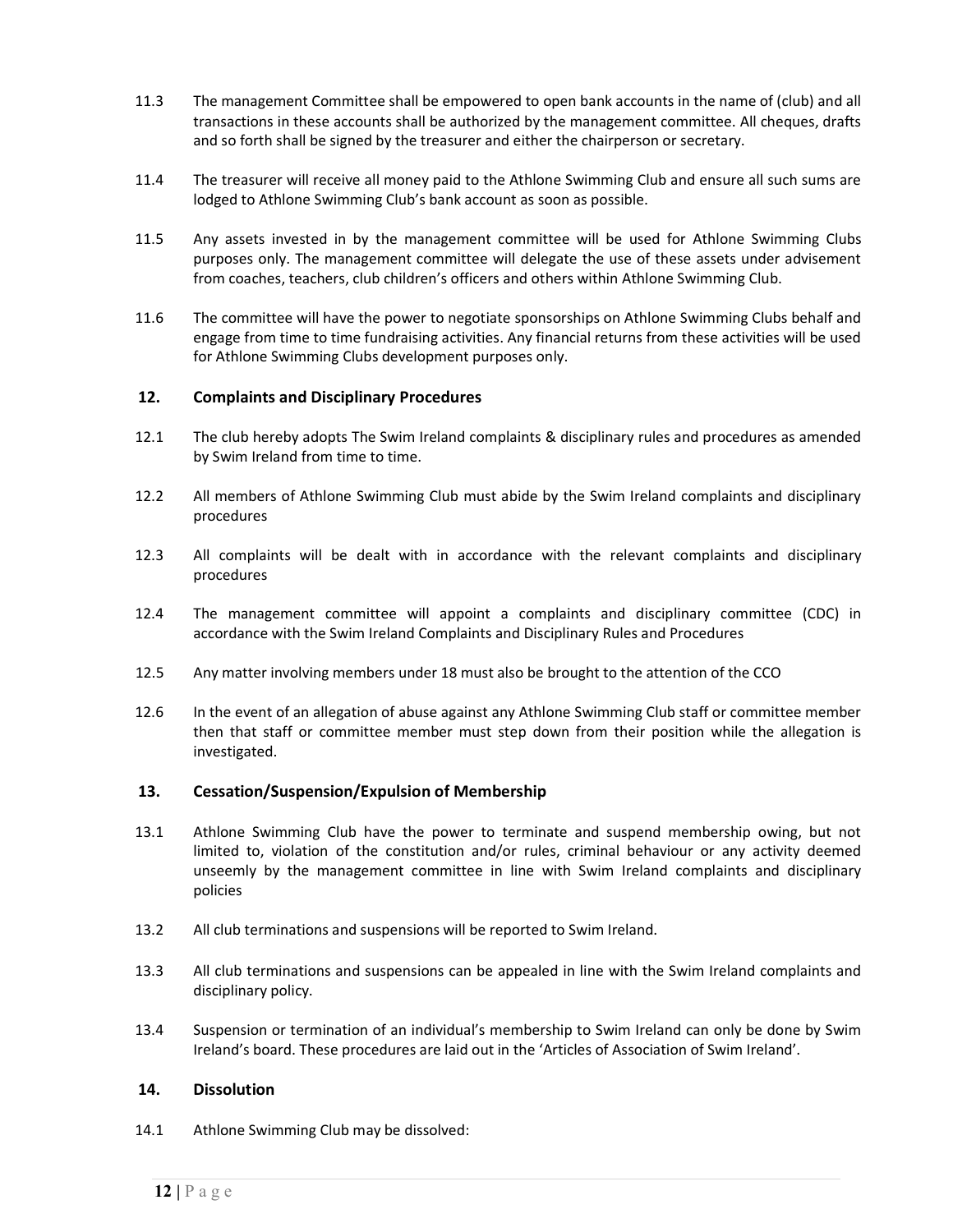11.3 The management Committee shall be empowered to open bank accounts in the name of (club) and all transactions in these accounts shall be authorized by the management committee. All cheques, drafts and so forth shall be signed by the treasurer and either the chairperson or secretary.

11.4 The treasurer will receive all money paid to the Athlone Swimming Club and ensure all such sums are lodged to Athlone Swimming Club's bank account as soon as possible.

11.5 Any assets invested in by the management committee will be used for Athlone Swimming Clubs purposes only. The management committee will delegate the use of these assets under advisement from coaches, teachers, club children's officers and others within Athlone Swimming Club.

11.6 The committee will have the power to negotiate sponsorships on Athlone Swimming Clubs behalf and engage from time to time fundraising activities. Any financial returns from these activities will be used for Athlone Swimming Clubs development purposes only.

## 12. Complaints and Disciplinary Procedures

12.1 The club hereby adopts The Swim Ireland complaints & disciplinary rules and procedures as amended by Swim Ireland from time to time.

12.2 All members of Athlone Swimming Club must abide by the Swim Ireland complaints and disciplinary procedures

12.3 All complaints will be dealt with in accordance with the relevant complaints and disciplinary procedures

12.4 The management committee will appoint a complaints and disciplinary committee (CDC) in accordance with the Swim Ireland Complaints and Disciplinary Rules and Procedures

12.5 Any matter involving members under 18 must also be brought to the attention of the CCO

12.6 In the event of an allegation of abuse against any Athlone Swimming Club staff or committee member then that staff or committee member must step down from their position while the allegation is investigated.

## 13. Cessation/Suspension/Expulsion of Membership

13.1 Athlone Swimming Club have the power to terminate and suspend membership owing, but not limited to, violation of the constitution and/or rules, criminal behaviour or any activity deemed unseemly by the management committee in line with Swim Ireland complaints and disciplinary policies

13.2 All club terminations and suspensions will be reported to Swim Ireland.

13.3 All club terminations and suspensions can be appealed in line with the Swim Ireland complaints and disciplinary policy.

13.4 Suspension or termination of an individual's membership to Swim Ireland can only be done by Swim Ireland's board. These procedures are laid out in the 'Articles of Association of Swim Ireland'.

## 14. Dissolution

14.1 Athlone Swimming Club may be dissolved: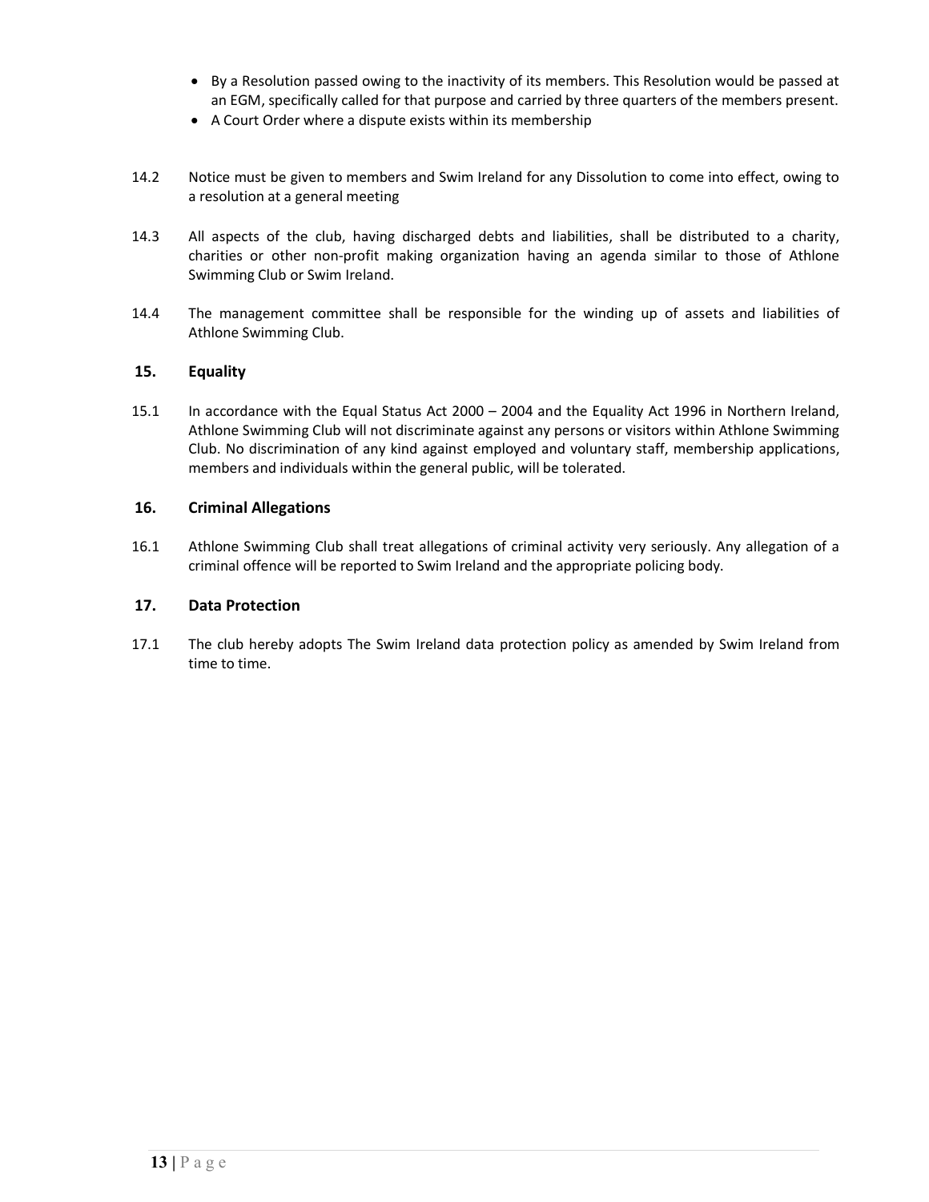- By a Resolution passed owing to the inactivity of its members. This Resolution would be passed at an EGM, specifically called for that purpose and carried by three quarters of the members present.
- A Court Order where a dispute exists within its membership

14.2 Notice must be given to members and Swim Ireland for any Dissolution to come into effect, owing to a resolution at a general meeting

14.3 All aspects of the club, having discharged debts and liabilities, shall be distributed to a charity, charities or other non-profit making organization having an agenda similar to those of Athlone Swimming Club or Swim Ireland.

14.4 The management committee shall be responsible for the winding up of assets and liabilities of Athlone Swimming Club.

## 15. Equality

15.1 In accordance with the Equal Status Act 2000 – 2004 and the Equality Act 1996 in Northern Ireland, Athlone Swimming Club will not discriminate against any persons or visitors within Athlone Swimming Club. No discrimination of any kind against employed and voluntary staff, membership applications, members and individuals within the general public, will be tolerated.

## 16. Criminal Allegations

16.1 Athlone Swimming Club shall treat allegations of criminal activity very seriously. Any allegation of a criminal offence will be reported to Swim Ireland and the appropriate policing body.

## 17. Data Protection

17.1 The club hereby adopts The Swim Ireland data protection policy as amended by Swim Ireland from time to time.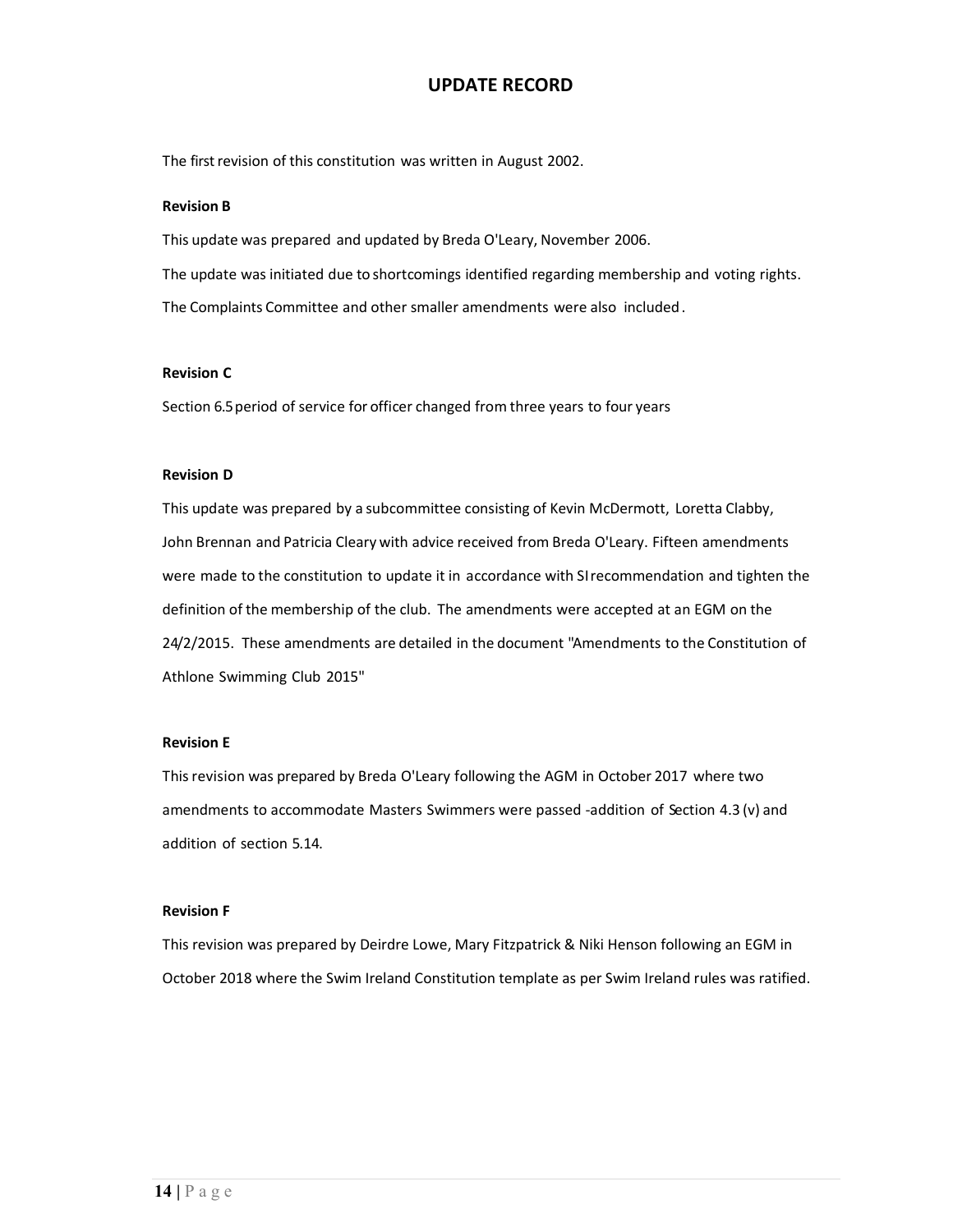# UPDATE RECORD

The first revision of this constitution was written in August 2002.

**Revision B**

This update was prepared and updated by Breda O'Leary, November 2006.

The update was initiated due to shortcomings identified regarding membership and voting rights.

The Complaints Committee and other smaller amendments were also included.

**Revision C**

Section 6.5 period of service for officer changed from three years to four years

**Revision D**

This update was prepared by a subcommittee consisting of Kevin McDermott, Loretta Clabby, John Brennan and Patricia Cleary with advice received from Breda O'Leary. Fifteen amendments were made to the constitution to update it in accordance with SI recommendation and tighten the definition of the membership of the club. The amendments were accepted at an EGM on the 24/2/2015. These amendments are detailed in the document "Amendments to the Constitution of Athlone Swimming Club 2015"

**Revision E**

This revision was prepared by Breda O'Leary following the AGM in October 2017 where two amendments to accommodate Masters Swimmers were passed -addition of Section 4.3 (v) and addition of section 5.14.

**Revision F**

This revision was prepared by Deirdre Lowe, Mary Fitzpatrick & Niki Henson following an EGM in October 2018 where the Swim Ireland Constitution template as per Swim Ireland rules was ratified.